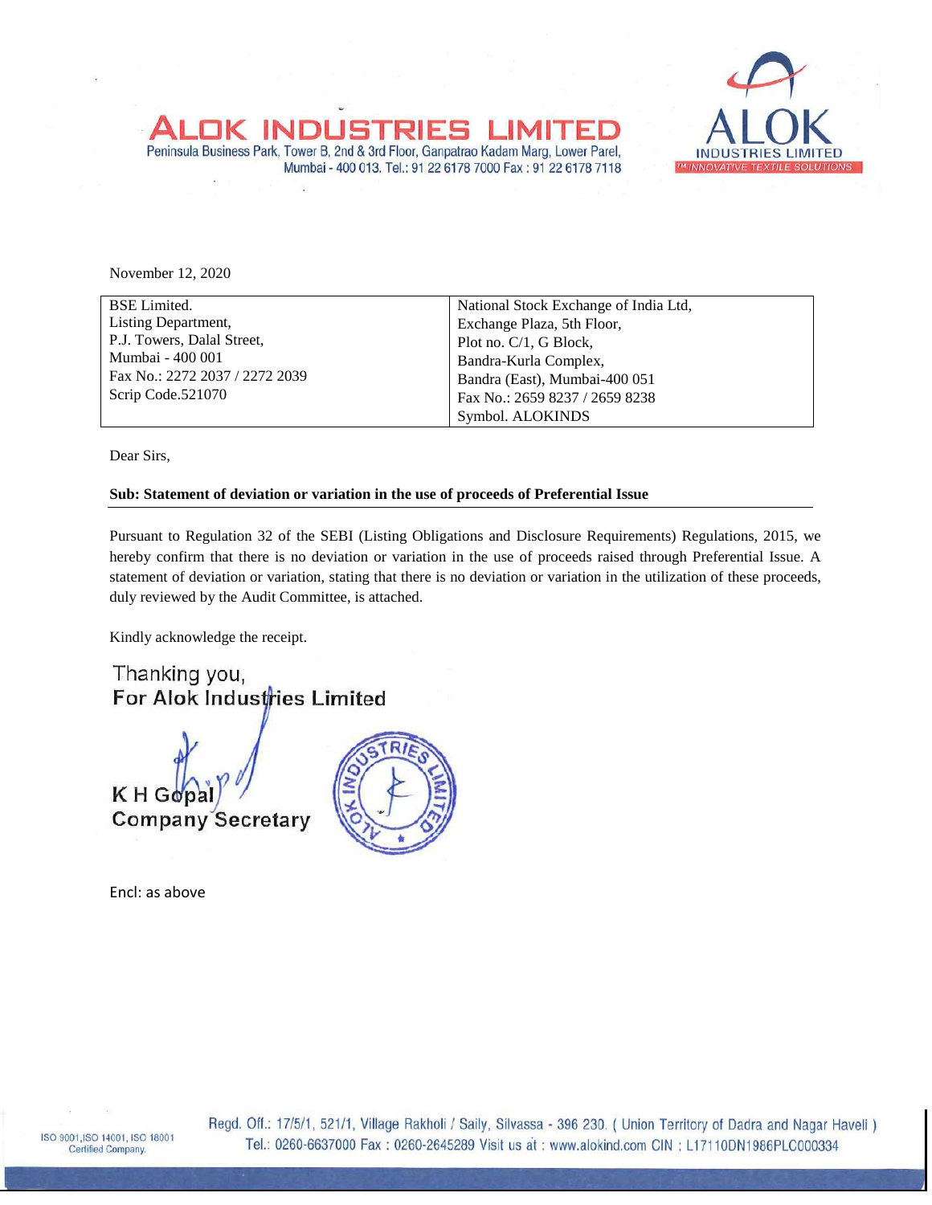**ALOK INDUSTRIES LIMITED**
Peninsula Business Park, Tower B, 2nd & 3rd Floor, Ganpatrao Kadam Marg, Lower Parel,
Mumbai - 400 013. Tel.: 91 22 6178 7000 Fax : 91 22 6178 7118

ALOK INDUSTRIES LIMITED
INNOVATIVE TEXTILE SOLUTIONS

November 12, 2020

| BSE Limited.<br>Listing Department,<br>P.J. Towers, Dalal Street,<br>Mumbai - 400 001<br>Fax No.: 2272 2037 / 2272 2039<br>Scrip Code.521070 | National Stock Exchange of India Ltd,<br>Exchange Plaza, 5th Floor,<br>Plot no. C/1, G Block,<br>Bandra-Kurla Complex,<br>Bandra (East), Mumbai-400 051<br>Fax No.: 2659 8237 / 2659 8238<br>Symbol. ALOKINDS |
|---|---|

Dear Sirs,

**Sub: Statement of deviation or variation in the use of proceeds of Preferential Issue**

Pursuant to Regulation 32 of the SEBI (Listing Obligations and Disclosure Requirements) Regulations, 2015, we hereby confirm that there is no deviation or variation in the use of proceeds raised through Preferential Issue. A statement of deviation or variation, stating that there is no deviation or variation in the utilization of these proceeds, duly reviewed by the Audit Committee, is attached.

Kindly acknowledge the receipt.

Thanking you,
For Alok Industries Limited

K H Gopal
Company Secretary

Encl: as above

Regd. Off.: 17/5/1, 521/1, Village Rakholi / Saily, Silvassa - 396 230. ( Union Territory of Dadra and Nagar Haveli )
Tel.: 0260-6637000 Fax : 0260-2645289 Visit us at : www.alokind.com CIN : L17110DN1986PLC000334

ISO 9001,ISO 14001, ISO 18001 Certified Company.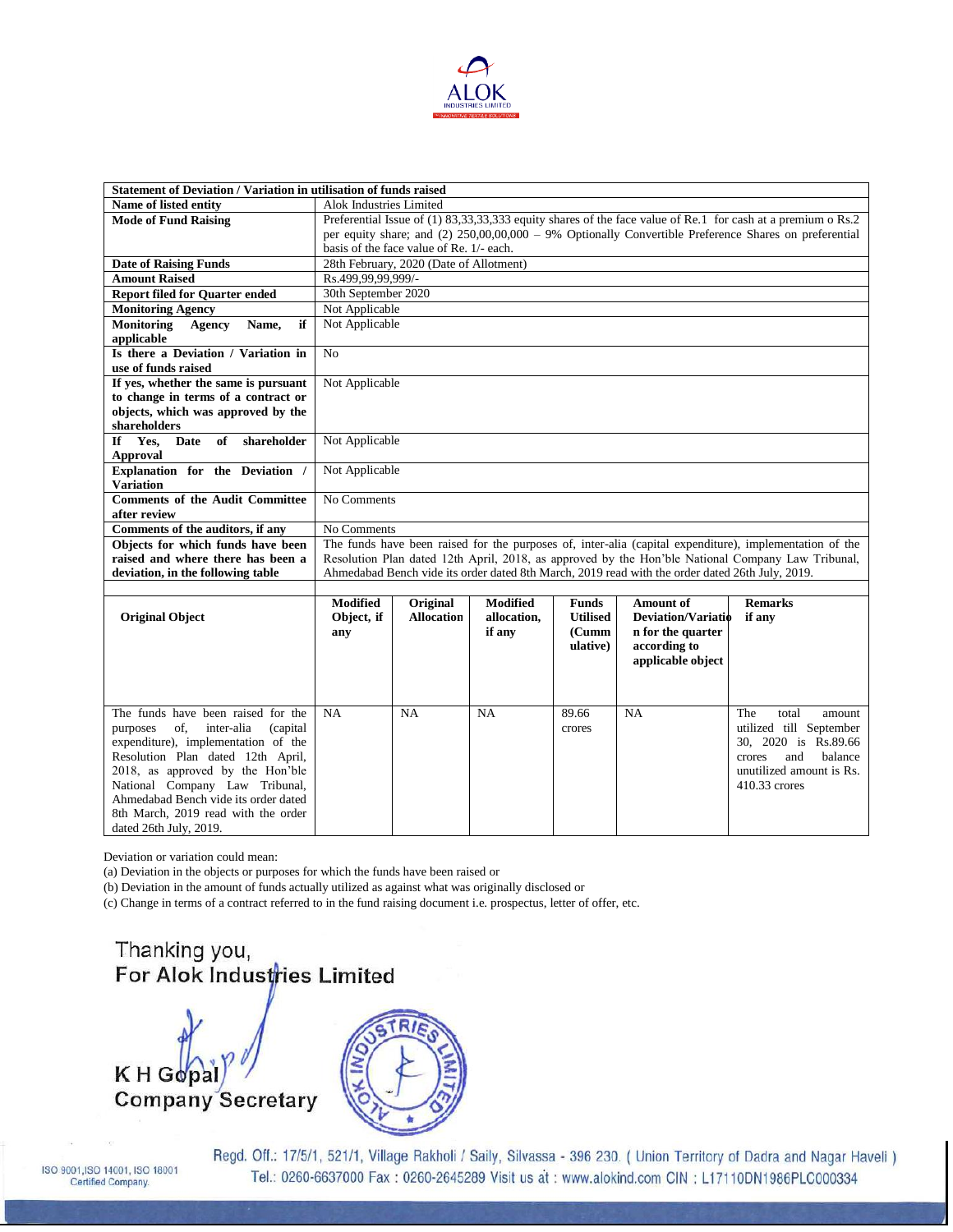ALOK
INDUSTRIES LIMITED
INNOVATIVE TEXTILE SOLUTIONS

| Statement of Deviation / Variation in utilisation of funds raised | | | | | | |
|---|---|---|---|---|---|---|
| **Name of listed entity** | Alok Industries Limited | | | | | |
| **Mode of Fund Raising** | Preferential Issue of (1) 83,33,33,333 equity shares of the face value of Re.1 for cash at a premium o Rs.2 per equity share; and (2) 250,00,00,000 – 9% Optionally Convertible Preference Shares on preferential basis of the face value of Re. 1/- each. | | | | | |
| **Date of Raising Funds** | 28th February, 2020 (Date of Allotment) | | | | | |
| **Amount Raised** | Rs.499,99,99,999/- | | | | | |
| **Report filed for Quarter ended** | 30th September 2020 | | | | | |
| **Monitoring Agency** | Not Applicable | | | | | |
| **Monitoring Agency Name, if applicable** | Not Applicable | | | | | |
| **Is there a Deviation / Variation in use of funds raised** | No | | | | | |
| **If yes, whether the same is pursuant to change in terms of a contract or objects, which was approved by the shareholders** | Not Applicable | | | | | |
| **If Yes, Date of shareholder Approval** | Not Applicable | | | | | |
| **Explanation for the Deviation / Variation** | Not Applicable | | | | | |
| **Comments of the Audit Committee after review** | No Comments | | | | | |
| **Comments of the auditors, if any** | No Comments | | | | | |
| **Objects for which funds have been raised and where there has been a deviation, in the following table** | The funds have been raised for the purposes of, inter-alia (capital expenditure), implementation of the Resolution Plan dated 12th April, 2018, as approved by the Hon'ble National Company Law Tribunal, Ahmedabad Bench vide its order dated 8th March, 2019 read with the order dated 26th July, 2019. | | | | | |
| | | | | | | |
| **Original Object** | **Modified Object, if any** | **Original Allocation** | **Modified allocation, if any** | **Funds Utilised (Cummulative)** | **Amount of Deviation/Variation for the quarter according to applicable object** | **Remarks if any** |
| The funds have been raised for the purposes of, inter-alia (capital expenditure), implementation of the Resolution Plan dated 12th April, 2018, as approved by the Hon'ble National Company Law Tribunal, Ahmedabad Bench vide its order dated 8th March, 2019 read with the order dated 26th July, 2019. | NA | NA | NA | 89.66 crores | NA | The total amount utilized till September 30, 2020 is Rs.89.66 crores and balance unutilized amount is Rs. 410.33 crores |

Deviation or variation could mean:

(a) Deviation in the objects or purposes for which the funds have been raised or

(b) Deviation in the amount of funds actually utilized as against what was originally disclosed or

(c) Change in terms of a contract referred to in the fund raising document i.e. prospectus, letter of offer, etc.

Thanking you,
For Alok Industries Limited

K H Gopal
Company Secretary

Regd. Off.: 17/5/1, 521/1, Village Rakholi / Saily, Silvassa - 396 230. ( Union Territory of Dadra and Nagar Haveli )
Tel.: 0260-6637000 Fax : 0260-2645289 Visit us at : www.alokind.com CIN : L17110DN1986PLC000334

ISO 9001,ISO 14001, ISO 18001 Certified Company.